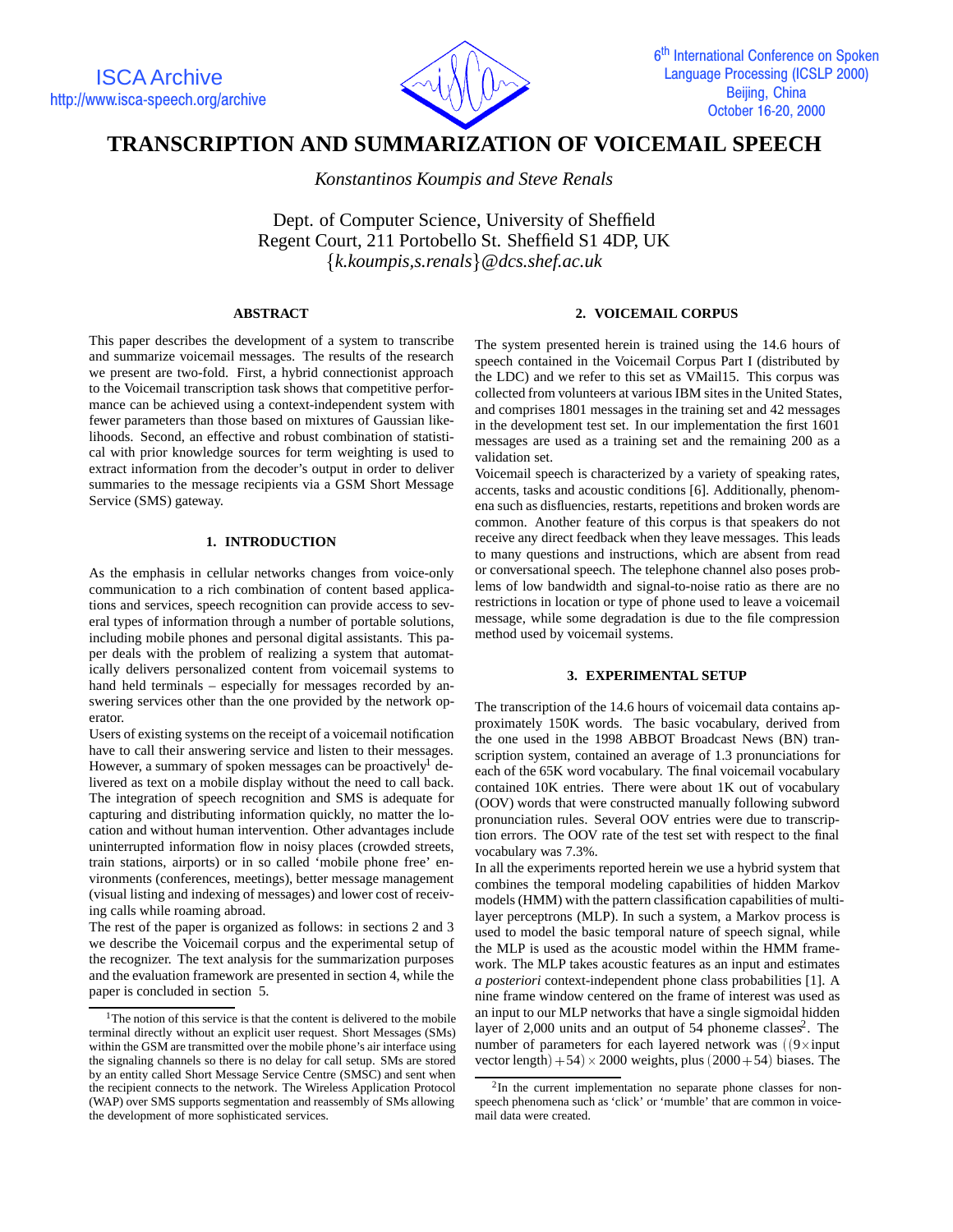# TRANSCRIPTION AND SUMMARIZATION OF VOICEMAIL SPEECH

*Konstantinos Koumpis and Steve Renals*

Dept. of Computer Science, University of Sheffield
Regent Court, 211 Portobello St. Sheffield S1 4DP, UK
{*k.koumpis,s.renals*}*@dcs.shef.ac.uk*

## ABSTRACT

This paper describes the development of a system to transcribe and summarize voicemail messages. The results of the research we present are two-fold. First, a hybrid connectionist approach to the Voicemail transcription task shows that competitive performance can be achieved using a context-independent system with fewer parameters than those based on mixtures of Gaussian likelihoods. Second, an effective and robust combination of statistical with prior knowledge sources for term weighting is used to extract information from the decoder's output in order to deliver summaries to the message recipients via a GSM Short Message Service (SMS) gateway.

## 1. INTRODUCTION

As the emphasis in cellular networks changes from voice-only communication to a rich combination of content based applications and services, speech recognition can provide access to several types of information through a number of portable solutions, including mobile phones and personal digital assistants. This paper deals with the problem of realizing a system that automatically delivers personalized content from voicemail systems to hand held terminals – especially for messages recorded by answering services other than the one provided by the network operator.

Users of existing systems on the receipt of a voicemail notification have to call their answering service and listen to their messages. However, a summary of spoken messages can be proactively[1] delivered as text on a mobile display without the need to call back. The integration of speech recognition and SMS is adequate for capturing and distributing information quickly, no matter the location and without human intervention. Other advantages include uninterrupted information flow in noisy places (crowded streets, train stations, airports) or in so called 'mobile phone free' environments (conferences, meetings), better message management (visual listing and indexing of messages) and lower cost of receiving calls while roaming abroad.

The rest of the paper is organized as follows: in sections 2 and 3 we describe the Voicemail corpus and the experimental setup of the recognizer. The text analysis for the summarization purposes and the evaluation framework are presented in section 4, while the paper is concluded in section 5.

[1] The notion of this service is that the content is delivered to the mobile terminal directly without an explicit user request. Short Messages (SMs) within the GSM are transmitted over the mobile phone's air interface using the signaling channels so there is no delay for call setup. SMs are stored by an entity called Short Message Service Centre (SMSC) and sent when the recipient connects to the network. The Wireless Application Protocol (WAP) over SMS supports segmentation and reassembly of SMs allowing the development of more sophisticated services.

## 2. VOICEMAIL CORPUS

The system presented herein is trained using the 14.6 hours of speech contained in the Voicemail Corpus Part I (distributed by the LDC) and we refer to this set as VMail15. This corpus was collected from volunteers at various IBM sites in the United States, and comprises 1801 messages in the training set and 42 messages in the development test set. In our implementation the first 1601 messages are used as a training set and the remaining 200 as a validation set.

Voicemail speech is characterized by a variety of speaking rates, accents, tasks and acoustic conditions [6]. Additionally, phenomena such as disfluencies, restarts, repetitions and broken words are common. Another feature of this corpus is that speakers do not receive any direct feedback when they leave messages. This leads to many questions and instructions, which are absent from read or conversational speech. The telephone channel also poses problems of low bandwidth and signal-to-noise ratio as there are no restrictions in location or type of phone used to leave a voicemail message, while some degradation is due to the file compression method used by voicemail systems.

## 3. EXPERIMENTAL SETUP

The transcription of the 14.6 hours of voicemail data contains approximately 150K words. The basic vocabulary, derived from the one used in the 1998 ABBOT Broadcast News (BN) transcription system, contained an average of 1.3 pronunciations for each of the 65K word vocabulary. The final voicemail vocabulary contained 10K entries. There were about 1K out of vocabulary (OOV) words that were constructed manually following subword pronunciation rules. Several OOV entries were due to transcription errors. The OOV rate of the test set with respect to the final vocabulary was 7.3%.

In all the experiments reported herein we use a hybrid system that combines the temporal modeling capabilities of hidden Markov models (HMM) with the pattern classification capabilities of multilayer perceptrons (MLP). In such a system, a Markov process is used to model the basic temporal nature of speech signal, while the MLP is used as the acoustic model within the HMM framework. The MLP takes acoustic features as an input and estimates *a posteriori* context-independent phone class probabilities [1]. A nine frame window centered on the frame of interest was used as an input to our MLP networks that have a single sigmoidal hidden layer of 2,000 units and an output of 54 phoneme classes[2]. The number of parameters for each layered network was $((9 \times \text{input vector length}) + 54) \times 2000$ weights, plus $(2000 + 54)$ biases. The

[2] In the current implementation no separate phone classes for non-speech phenomena such as 'click' or 'mumble' that are common in voicemail data were created.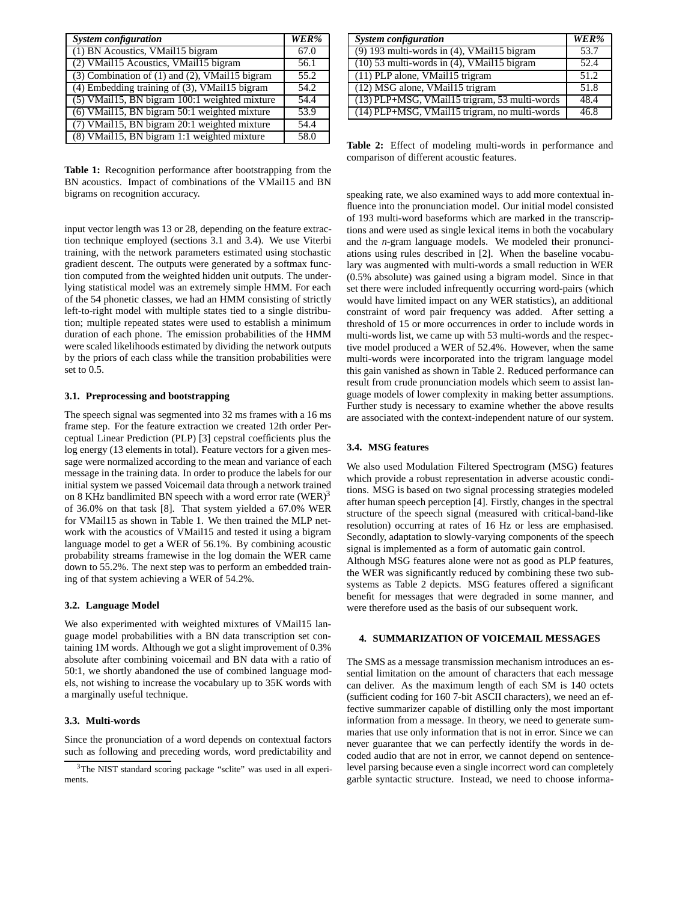| *System configuration* | *WER%* |
| --- | --- |
| (1) BN Acoustics, VMail15 bigram | 67.0 |
| (2) VMail15 Acoustics, VMail15 bigram | 56.1 |
| (3) Combination of (1) and (2), VMail15 bigram | 55.2 |
| (4) Embedding training of (3), VMail15 bigram | 54.2 |
| (5) VMail15, BN bigram 100:1 weighted mixture | 54.4 |
| (6) VMail15, BN bigram 50:1 weighted mixture | 53.9 |
| (7) VMail15, BN bigram 20:1 weighted mixture | 54.4 |
| (8) VMail15, BN bigram 1:1 weighted mixture | 58.0 |

**Table 1:** Recognition performance after bootstrapping from the BN acoustics. Impact of combinations of the VMail15 and BN bigrams on recognition accuracy.

input vector length was 13 or 28, depending on the feature extraction technique employed (sections 3.1 and 3.4). We use Viterbi training, with the network parameters estimated using stochastic gradient descent. The outputs were generated by a softmax function computed from the weighted hidden unit outputs. The underlying statistical model was an extremely simple HMM. For each of the 54 phonetic classes, we had an HMM consisting of strictly left-to-right model with multiple states tied to a single distribution; multiple repeated states were used to establish a minimum duration of each phone. The emission probabilities of the HMM were scaled likelihoods estimated by dividing the network outputs by the priors of each class while the transition probabilities were set to 0.5.

### 3.1. Preprocessing and bootstrapping

The speech signal was segmented into 32 ms frames with a 16 ms frame step. For the feature extraction we created 12th order Perceptual Linear Prediction (PLP) [3] cepstral coefficients plus the log energy (13 elements in total). Feature vectors for a given message were normalized according to the mean and variance of each message in the training data. In order to produce the labels for our initial system we passed Voicemail data through a network trained on 8 KHz bandlimited BN speech with a word error rate (WER)[3] of 36.0% on that task [8]. That system yielded a 67.0% WER for VMail15 as shown in Table 1. We then trained the MLP network with the acoustics of VMail15 and tested it using a bigram language model to get a WER of 56.1%. By combining acoustic probability streams framewise in the log domain the WER came down to 55.2%. The next step was to perform an embedded training of that system achieving a WER of 54.2%.

### 3.2. Language Model

We also experimented with weighted mixtures of VMail15 language model probabilities with a BN data transcription set containing 1M words. Although we got a slight improvement of 0.3% absolute after combining voicemail and BN data with a ratio of 50:1, we shortly abandoned the use of combined language models, not wishing to increase the vocabulary up to 35K words with a marginally useful technique.

### 3.3. Multi-words

Since the pronunciation of a word depends on contextual factors such as following and preceding words, word predictability and speaking rate, we also examined ways to add more contextual influence into the pronunciation model. Our initial model consisted of 193 multi-word baseforms which are marked in the transcriptions and were used as single lexical items in both the vocabulary and the *n*-gram language models. We modeled their pronunciations using rules described in [2]. When the baseline vocabulary was augmented with multi-words a small reduction in WER (0.5% absolute) was gained using a bigram model. Since in that set there were included infrequently occurring word-pairs (which would have limited impact on any WER statistics), an additional constraint of word pair frequency was added. After setting a threshold of 15 or more occurrences in order to include words in multi-words list, we came up with 53 multi-words and the respective model produced a WER of 52.4%. However, when the same multi-words were incorporated into the trigram language model this gain vanished as shown in Table 2. Reduced performance can result from crude pronunciation models which seem to assist language models of lower complexity in making better assumptions. Further study is necessary to examine whether the above results are associated with the context-independent nature of our system.

| *System configuration* | *WER%* |
| --- | --- |
| (9) 193 multi-words in (4), VMail15 bigram | 53.7 |
| (10) 53 multi-words in (4), VMail15 bigram | 52.4 |
| (11) PLP alone, VMail15 trigram | 51.2 |
| (12) MSG alone, VMail15 trigram | 51.8 |
| (13) PLP+MSG, VMail15 trigram, 53 multi-words | 48.4 |
| (14) PLP+MSG, VMail15 trigram, no multi-words | 46.8 |

**Table 2:** Effect of modeling multi-words in performance and comparison of different acoustic features.

### 3.4. MSG features

We also used Modulation Filtered Spectrogram (MSG) features which provide a robust representation in adverse acoustic conditions. MSG is based on two signal processing strategies modeled after human speech perception [4]. Firstly, changes in the spectral structure of the speech signal (measured with critical-band-like resolution) occurring at rates of 16 Hz or less are emphasised. Secondly, adaptation to slowly-varying components of the speech signal is implemented as a form of automatic gain control.

Although MSG features alone were not as good as PLP features, the WER was significantly reduced by combining these two subsystems as Table 2 depicts. MSG features offered a significant benefit for messages that were degraded in some manner, and were therefore used as the basis of our subsequent work.

## 4. SUMMARIZATION OF VOICEMAIL MESSAGES

The SMS as a message transmission mechanism introduces an essential limitation on the amount of characters that each message can deliver. As the maximum length of each SM is 140 octets (sufficient coding for 160 7-bit ASCII characters), we need an effective summarizer capable of distilling only the most important information from a message. In theory, we need to generate summaries that use only information that is not in error. Since we can never guarantee that we can perfectly identify the words in decoded audio that are not in error, we cannot depend on sentence-level parsing because even a single incorrect word can completely garble syntactic structure. Instead, we need to choose informa-

[3] The NIST standard scoring package "sclite" was used in all experiments.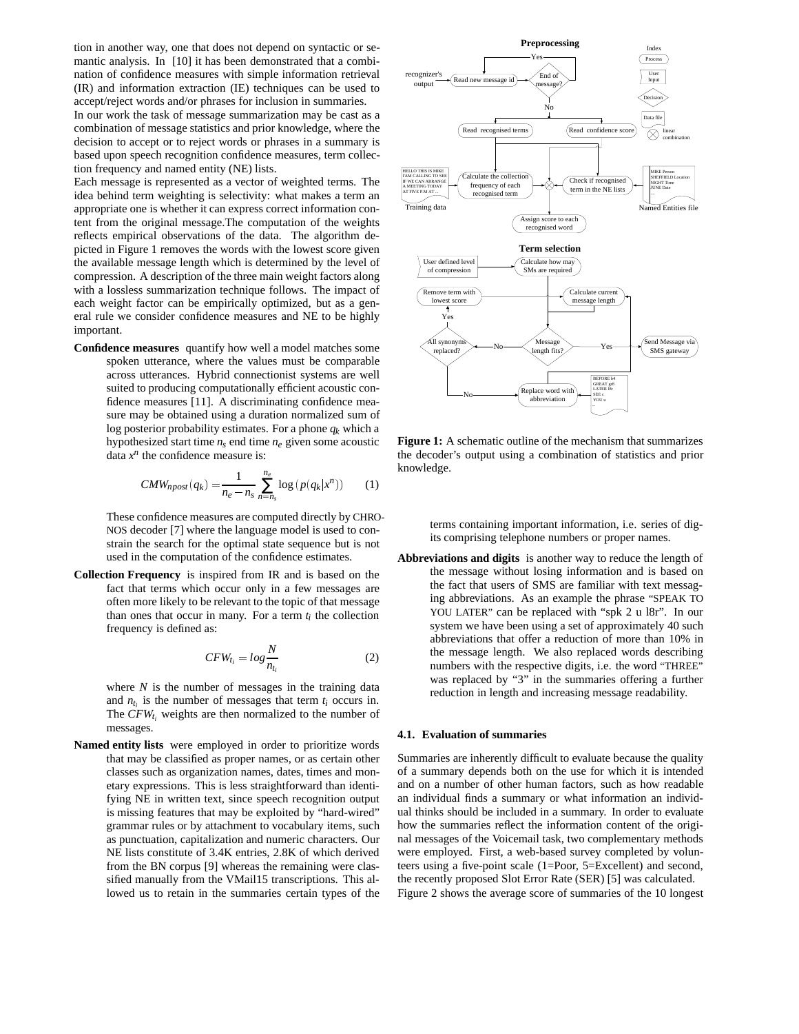tion in another way, one that does not depend on syntactic or semantic analysis. In [10] it has been demonstrated that a combination of confidence measures with simple information retrieval (IR) and information extraction (IE) techniques can be used to accept/reject words and/or phrases for inclusion in summaries.

In our work the task of message summarization may be cast as a combination of message statistics and prior knowledge, where the decision to accept or to reject words or phrases in a summary is based upon speech recognition confidence measures, term collection frequency and named entity (NE) lists.

Each message is represented as a vector of weighted terms. The idea behind term weighting is selectivity: what makes a term an appropriate one is whether it can express correct information content from the original message.The computation of the weights reflects empirical observations of the data. The algorithm depicted in Figure 1 removes the words with the lowest score given the available message length which is determined by the level of compression. A description of the three main weight factors along with a lossless summarization technique follows. The impact of each weight factor can be empirically optimized, but as a general rule we consider confidence measures and NE to be highly important.

**Confidence measures** quantify how well a model matches some spoken utterance, where the values must be comparable across utterances. Hybrid connectionist systems are well suited to producing computationally efficient acoustic confidence measures [11]. A discriminating confidence measure may be obtained using a duration normalized sum of log posterior probability estimates. For a phone $q_k$ which a hypothesized start time $n_s$ end time $n_e$ given some acoustic data $x^n$ the confidence measure is:

$$CMW_{npost}(q_k) = \frac{1}{n_e - n_s} \sum_{n=n_s}^{n_e} \log\left(p(q_k|x^n)\right) \qquad (1)$$

These confidence measures are computed directly by CHRONOS decoder [7] where the language model is used to constrain the search for the optimal state sequence but is not used in the computation of the confidence estimates.

**Collection Frequency** is inspired from IR and is based on the fact that terms which occur only in a few messages are often more likely to be relevant to the topic of that message than ones that occur in many. For a term $t_i$ the collection frequency is defined as:

$$CFW_{t_i} = log\frac{N}{n_{t_i}} \qquad (2)$$

where $N$ is the number of messages in the training data and $n_{t_i}$ is the number of messages that term $t_i$ occurs in. The $CFW_{t_i}$ weights are then normalized to the number of messages.

**Named entity lists** were employed in order to prioritize words that may be classified as proper names, or as certain other classes such as organization names, dates, times and monetary expressions. This is less straightforward than identifying NE in written text, since speech recognition output is missing features that may be exploited by "hard-wired" grammar rules or by attachment to vocabulary items, such as punctuation, capitalization and numeric characters. Our NE lists constitute of 3.4K entries, 2.8K of which derived from the BN corpus [9] whereas the remaining were classified manually from the VMail15 transcriptions. This allowed us to retain in the summaries certain types of the terms containing important information, i.e. series of digits comprising telephone numbers or proper names.

**Abbreviations and digits** is another way to reduce the length of the message without losing information and is based on the fact that users of SMS are familiar with text messaging abbreviations. As an example the phrase "SPEAK TO YOU LATER" can be replaced with "spk 2 u l8r". In our system we have been using a set of approximately 40 such abbreviations that offer a reduction of more than 10% in the message length. We also replaced words describing numbers with the respective digits, i.e. the word "THREE" was replaced by "3" in the summaries offering a further reduction in length and increasing message readability.

**Figure 1:** A schematic outline of the mechanism that summarizes the decoder's output using a combination of statistics and prior knowledge.

### 4.1. Evaluation of summaries

Summaries are inherently difficult to evaluate because the quality of a summary depends both on the use for which it is intended and on a number of other human factors, such as how readable an individual finds a summary or what information an individual thinks should be included in a summary. In order to evaluate how the summaries reflect the information content of the original messages of the Voicemail task, two complementary methods were employed. First, a web-based survey completed by volunteers using a five-point scale (1=Poor, 5=Excellent) and second, the recently proposed Slot Error Rate (SER) [5] was calculated.

Figure 2 shows the average score of summaries of the 10 longest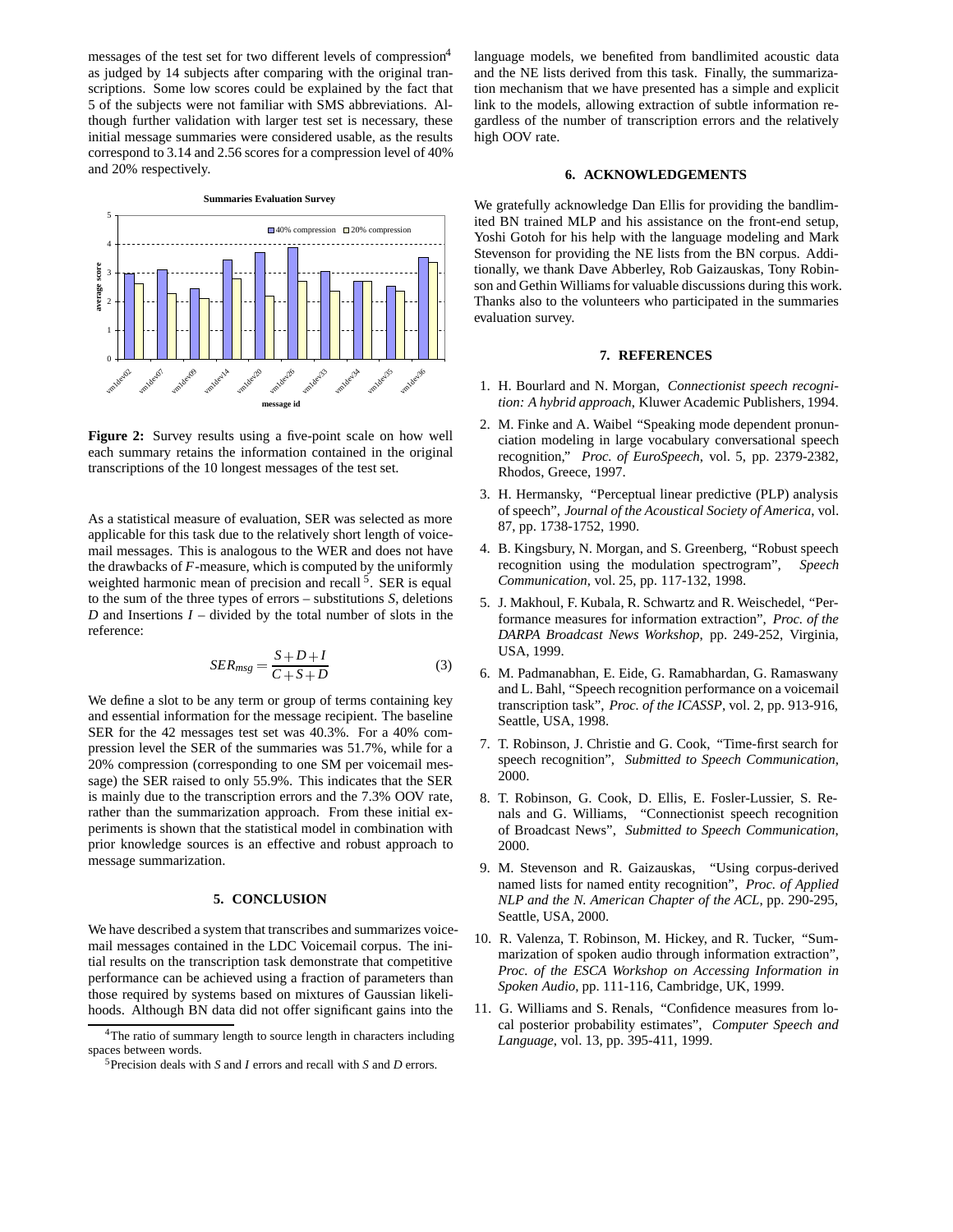messages of the test set for two different levels of compression[4] as judged by 14 subjects after comparing with the original transcriptions. Some low scores could be explained by the fact that 5 of the subjects were not familiar with SMS abbreviations. Although further validation with larger test set is necessary, these initial message summaries were considered usable, as the results correspond to 3.14 and 2.56 scores for a compression level of 40% and 20% respectively.

Summaries Evaluation Survey

40% compression
20% compression

average score

5
4
3
2
1
0

vm1dev02
vm1dev07
vm1dev09
vm1dev14
vm1dev20
vm1dev26
vm1dev33
vm1dev34
vm1dev35
vm1dev36

message id

**Figure 2:** Survey results using a five-point scale on how well each summary retains the information contained in the original transcriptions of the 10 longest messages of the test set.

As a statistical measure of evaluation, SER was selected as more applicable for this task due to the relatively short length of voicemail messages. This is analogous to the WER and does not have the drawbacks of $F$-measure, which is computed by the uniformly weighted harmonic mean of precision and recall [5]. SER is equal to the sum of the three types of errors – substitutions $S$, deletions $D$ and Insertions $I$ – divided by the total number of slots in the reference:

$$SER_{msg} = \frac{S+D+I}{C+S+D} \tag{3}$$

We define a slot to be any term or group of terms containing key and essential information for the message recipient. The baseline SER for the 42 messages test set was 40.3%. For a 40% compression level the SER of the summaries was 51.7%, while for a 20% compression (corresponding to one SM per voicemail message) the SER raised to only 55.9%. This indicates that the SER is mainly due to the transcription errors and the 7.3% OOV rate, rather than the summarization approach. From these initial experiments is shown that the statistical model in combination with prior knowledge sources is an effective and robust approach to message summarization.

## 5. CONCLUSION

We have described a system that transcribes and summarizes voicemail messages contained in the LDC Voicemail corpus. The initial results on the transcription task demonstrate that competitive performance can be achieved using a fraction of parameters than those required by systems based on mixtures of Gaussian likelihoods. Although BN data did not offer significant gains into the language models, we benefited from bandlimited acoustic data and the NE lists derived from this task. Finally, the summarization mechanism that we have presented has a simple and explicit link to the models, allowing extraction of subtle information regardless of the number of transcription errors and the relatively high OOV rate.

## 6. ACKNOWLEDGEMENTS

We gratefully acknowledge Dan Ellis for providing the bandlimited BN trained MLP and his assistance on the front-end setup, Yoshi Gotoh for his help with the language modeling and Mark Stevenson for providing the NE lists from the BN corpus. Additionally, we thank Dave Abberley, Rob Gaizauskas, Tony Robinson and Gethin Williams for valuable discussions during this work. Thanks also to the volunteers who participated in the summaries evaluation survey.

## 7. REFERENCES

1. H. Bourlard and N. Morgan, *Connectionist speech recognition: A hybrid approach*, Kluwer Academic Publishers, 1994.
2. M. Finke and A. Waibel "Speaking mode dependent pronunciation modeling in large vocabulary conversational speech recognition," *Proc. of EuroSpeech*, vol. 5, pp. 2379-2382, Rhodos, Greece, 1997.
3. H. Hermansky, "Perceptual linear predictive (PLP) analysis of speech", *Journal of the Acoustical Society of America*, vol. 87, pp. 1738-1752, 1990.
4. B. Kingsbury, N. Morgan, and S. Greenberg, "Robust speech recognition using the modulation spectrogram", *Speech Communication*, vol. 25, pp. 117-132, 1998.
5. J. Makhoul, F. Kubala, R. Schwartz and R. Weischedel, "Performance measures for information extraction", *Proc. of the DARPA Broadcast News Workshop*, pp. 249-252, Virginia, USA, 1999.
6. M. Padmanabhan, E. Eide, G. Ramabhardan, G. Ramaswany and L. Bahl, "Speech recognition performance on a voicemail transcription task", *Proc. of the ICASSP*, vol. 2, pp. 913-916, Seattle, USA, 1998.
7. T. Robinson, J. Christie and G. Cook, "Time-first search for speech recognition", *Submitted to Speech Communication*, 2000.
8. T. Robinson, G. Cook, D. Ellis, E. Fosler-Lussier, S. Renals and G. Williams, "Connectionist speech recognition of Broadcast News", *Submitted to Speech Communication*, 2000.
9. M. Stevenson and R. Gaizauskas, "Using corpus-derived named lists for named entity recognition", *Proc. of Applied NLP and the N. American Chapter of the ACL*, pp. 290-295, Seattle, USA, 2000.
10. R. Valenza, T. Robinson, M. Hickey, and R. Tucker, "Summarization of spoken audio through information extraction", *Proc. of the ESCA Workshop on Accessing Information in Spoken Audio*, pp. 111-116, Cambridge, UK, 1999.
11. G. Williams and S. Renals, "Confidence measures from local posterior probability estimates", *Computer Speech and Language*, vol. 13, pp. 395-411, 1999.

[4] The ratio of summary length to source length in characters including spaces between words.

[5] Precision deals with $S$ and $I$ errors and recall with $S$ and $D$ errors.